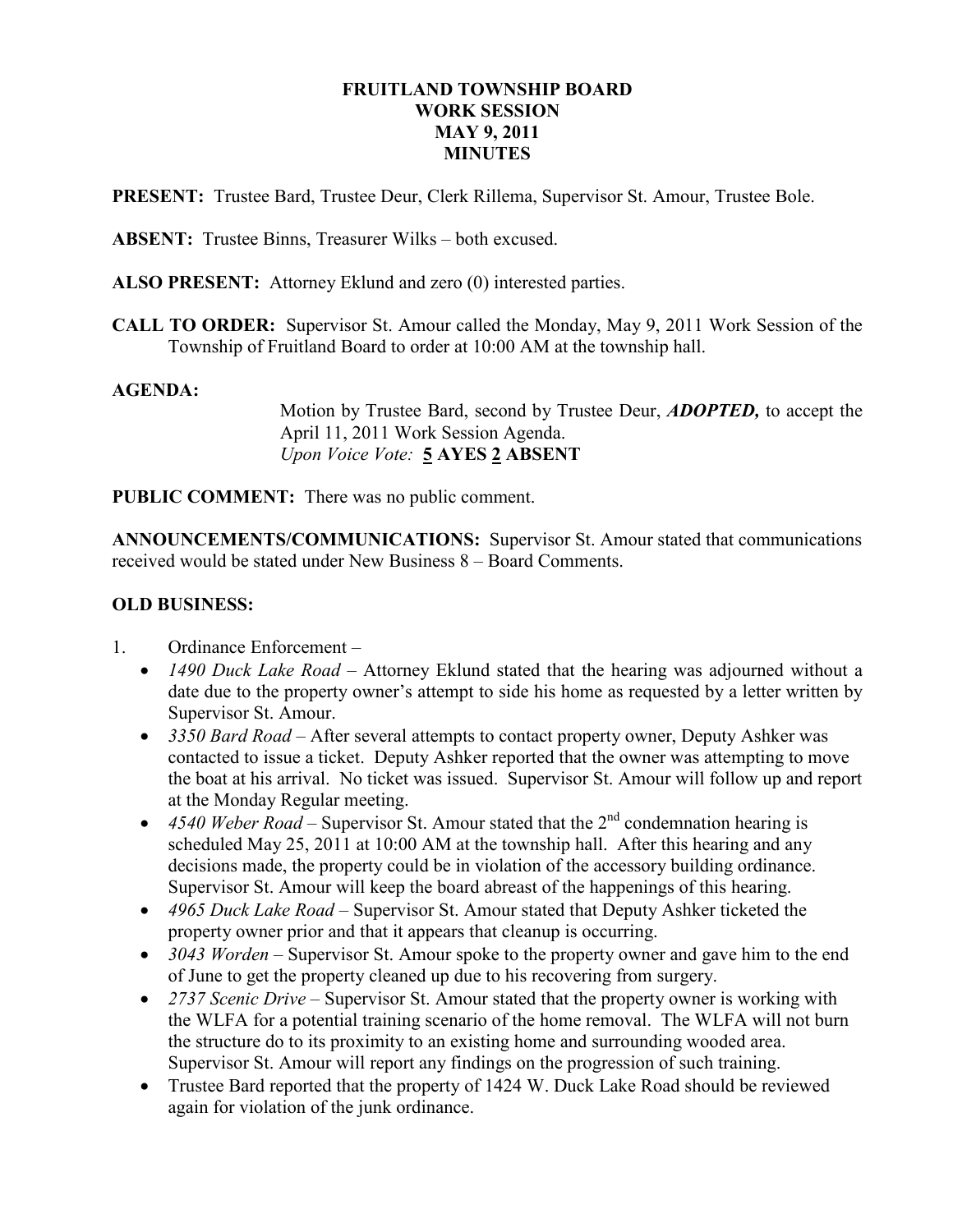# FRUITLAND TOWNSHIP BOARD
## WORK SESSION
## MAY 9, 2011
## MINUTES

**PRESENT:** Trustee Bard, Trustee Deur, Clerk Rillema, Supervisor St. Amour, Trustee Bole.

**ABSENT:** Trustee Binns, Treasurer Wilks – both excused.

**ALSO PRESENT:** Attorney Eklund and zero (0) interested parties.

**CALL TO ORDER:** Supervisor St. Amour called the Monday, May 9, 2011 Work Session of the Township of Fruitland Board to order at 10:00 AM at the township hall.

**AGENDA:**

Motion by Trustee Bard, second by Trustee Deur, ***ADOPTED,*** to accept the April 11, 2011 Work Session Agenda.
*Upon Voice Vote:* **5 AYES 2 ABSENT**

**PUBLIC COMMENT:** There was no public comment.

**ANNOUNCEMENTS/COMMUNICATIONS:** Supervisor St. Amour stated that communications received would be stated under New Business 8 – Board Comments.

**OLD BUSINESS:**

1. Ordinance Enforcement –
   - *1490 Duck Lake Road* – Attorney Eklund stated that the hearing was adjourned without a date due to the property owner's attempt to side his home as requested by a letter written by Supervisor St. Amour.
   - *3350 Bard Road* – After several attempts to contact property owner, Deputy Ashker was contacted to issue a ticket. Deputy Ashker reported that the owner was attempting to move the boat at his arrival. No ticket was issued. Supervisor St. Amour will follow up and report at the Monday Regular meeting.
   - *4540 Weber Road* – Supervisor St. Amour stated that the 2nd condemnation hearing is scheduled May 25, 2011 at 10:00 AM at the township hall. After this hearing and any decisions made, the property could be in violation of the accessory building ordinance. Supervisor St. Amour will keep the board abreast of the happenings of this hearing.
   - *4965 Duck Lake Road* – Supervisor St. Amour stated that Deputy Ashker ticketed the property owner prior and that it appears that cleanup is occurring.
   - *3043 Worden* – Supervisor St. Amour spoke to the property owner and gave him to the end of June to get the property cleaned up due to his recovering from surgery.
   - *2737 Scenic Drive* – Supervisor St. Amour stated that the property owner is working with the WLFA for a potential training scenario of the home removal. The WLFA will not burn the structure do to its proximity to an existing home and surrounding wooded area. Supervisor St. Amour will report any findings on the progression of such training.
   - Trustee Bard reported that the property of 1424 W. Duck Lake Road should be reviewed again for violation of the junk ordinance.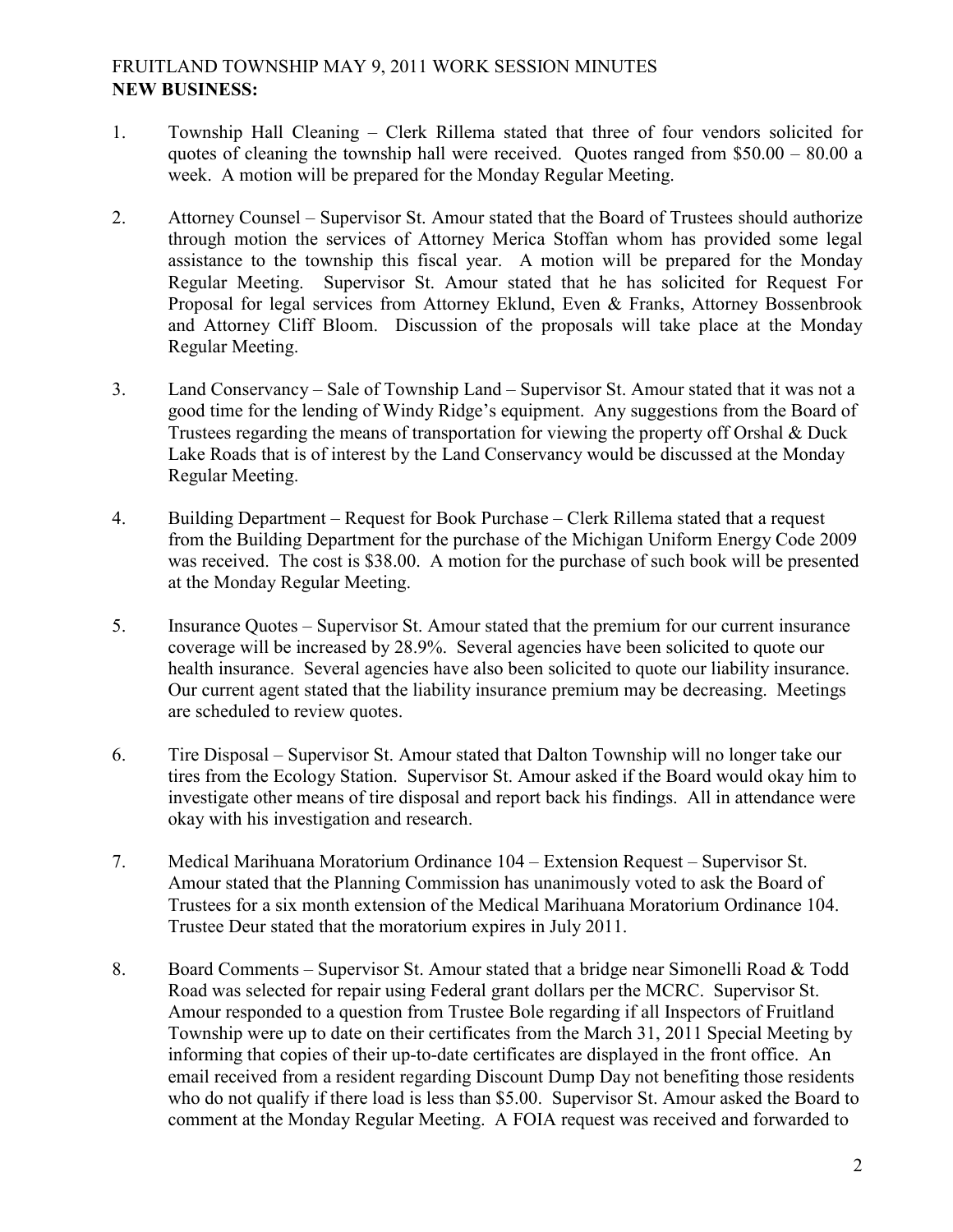FRUITLAND TOWNSHIP MAY 9, 2011 WORK SESSION MINUTES

**NEW BUSINESS:**

1. Township Hall Cleaning – Clerk Rillema stated that three of four vendors solicited for quotes of cleaning the township hall were received. Quotes ranged from $50.00 – 80.00 a week. A motion will be prepared for the Monday Regular Meeting.

2. Attorney Counsel – Supervisor St. Amour stated that the Board of Trustees should authorize through motion the services of Attorney Merica Stoffan whom has provided some legal assistance to the township this fiscal year. A motion will be prepared for the Monday Regular Meeting. Supervisor St. Amour stated that he has solicited for Request For Proposal for legal services from Attorney Eklund, Even & Franks, Attorney Bossenbrook and Attorney Cliff Bloom. Discussion of the proposals will take place at the Monday Regular Meeting.

3. Land Conservancy – Sale of Township Land – Supervisor St. Amour stated that it was not a good time for the lending of Windy Ridge's equipment. Any suggestions from the Board of Trustees regarding the means of transportation for viewing the property off Orshal & Duck Lake Roads that is of interest by the Land Conservancy would be discussed at the Monday Regular Meeting.

4. Building Department – Request for Book Purchase – Clerk Rillema stated that a request from the Building Department for the purchase of the Michigan Uniform Energy Code 2009 was received. The cost is $38.00. A motion for the purchase of such book will be presented at the Monday Regular Meeting.

5. Insurance Quotes – Supervisor St. Amour stated that the premium for our current insurance coverage will be increased by 28.9%. Several agencies have been solicited to quote our health insurance. Several agencies have also been solicited to quote our liability insurance. Our current agent stated that the liability insurance premium may be decreasing. Meetings are scheduled to review quotes.

6. Tire Disposal – Supervisor St. Amour stated that Dalton Township will no longer take our tires from the Ecology Station. Supervisor St. Amour asked if the Board would okay him to investigate other means of tire disposal and report back his findings. All in attendance were okay with his investigation and research.

7. Medical Marihuana Moratorium Ordinance 104 – Extension Request – Supervisor St. Amour stated that the Planning Commission has unanimously voted to ask the Board of Trustees for a six month extension of the Medical Marihuana Moratorium Ordinance 104. Trustee Deur stated that the moratorium expires in July 2011.

8. Board Comments – Supervisor St. Amour stated that a bridge near Simonelli Road & Todd Road was selected for repair using Federal grant dollars per the MCRC. Supervisor St. Amour responded to a question from Trustee Bole regarding if all Inspectors of Fruitland Township were up to date on their certificates from the March 31, 2011 Special Meeting by informing that copies of their up-to-date certificates are displayed in the front office. An email received from a resident regarding Discount Dump Day not benefiting those residents who do not qualify if there load is less than $5.00. Supervisor St. Amour asked the Board to comment at the Monday Regular Meeting. A FOIA request was received and forwarded to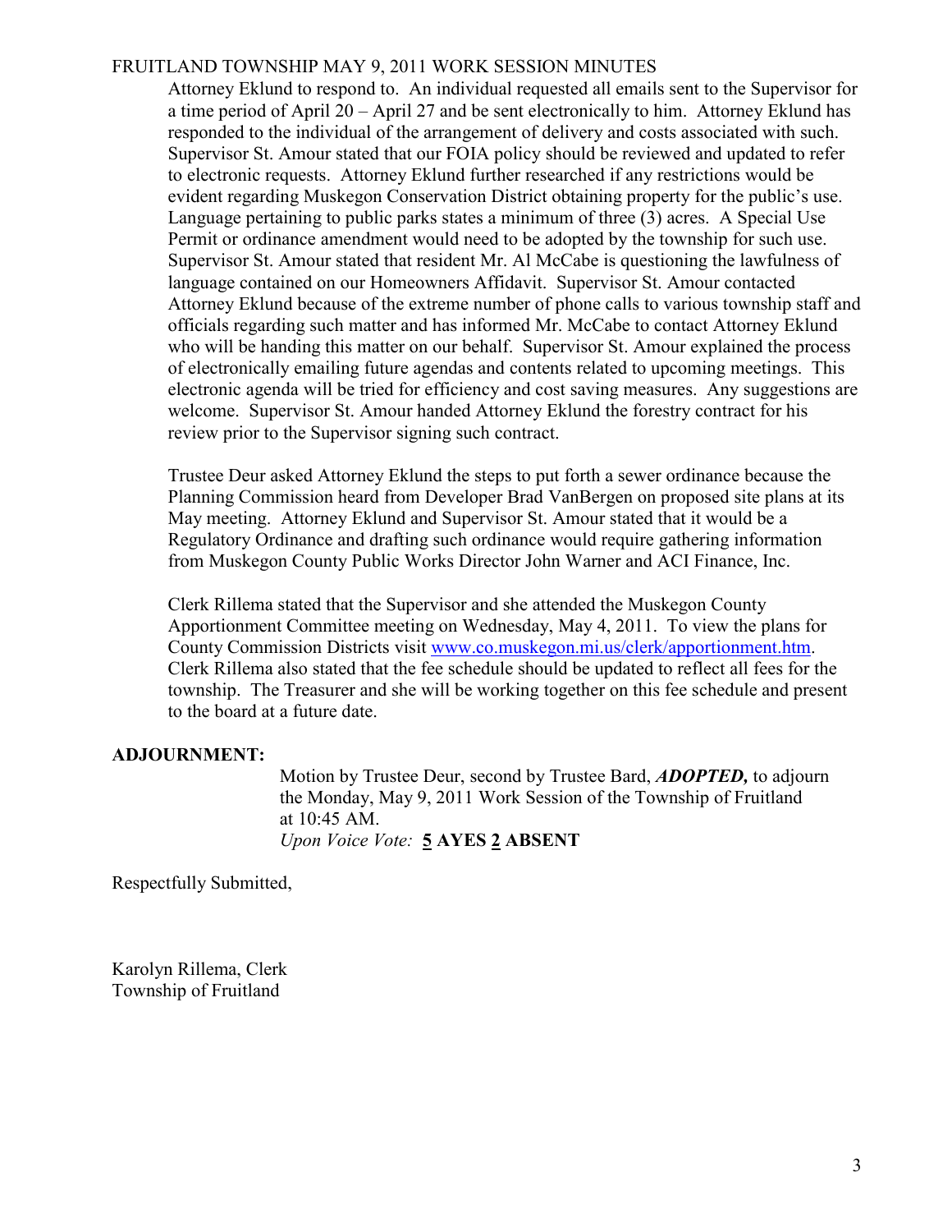Attorney Eklund to respond to. An individual requested all emails sent to the Supervisor for a time period of April 20 – April 27 and be sent electronically to him. Attorney Eklund has responded to the individual of the arrangement of delivery and costs associated with such. Supervisor St. Amour stated that our FOIA policy should be reviewed and updated to refer to electronic requests. Attorney Eklund further researched if any restrictions would be evident regarding Muskegon Conservation District obtaining property for the public's use. Language pertaining to public parks states a minimum of three (3) acres. A Special Use Permit or ordinance amendment would need to be adopted by the township for such use. Supervisor St. Amour stated that resident Mr. Al McCabe is questioning the lawfulness of language contained on our Homeowners Affidavit. Supervisor St. Amour contacted Attorney Eklund because of the extreme number of phone calls to various township staff and officials regarding such matter and has informed Mr. McCabe to contact Attorney Eklund who will be handing this matter on our behalf. Supervisor St. Amour explained the process of electronically emailing future agendas and contents related to upcoming meetings. This electronic agenda will be tried for efficiency and cost saving measures. Any suggestions are welcome. Supervisor St. Amour handed Attorney Eklund the forestry contract for his review prior to the Supervisor signing such contract.

Trustee Deur asked Attorney Eklund the steps to put forth a sewer ordinance because the Planning Commission heard from Developer Brad VanBergen on proposed site plans at its May meeting. Attorney Eklund and Supervisor St. Amour stated that it would be a Regulatory Ordinance and drafting such ordinance would require gathering information from Muskegon County Public Works Director John Warner and ACI Finance, Inc.

Clerk Rillema stated that the Supervisor and she attended the Muskegon County Apportionment Committee meeting on Wednesday, May 4, 2011. To view the plans for County Commission Districts visit www.co.muskegon.mi.us/clerk/apportionment.htm. Clerk Rillema also stated that the fee schedule should be updated to reflect all fees for the township. The Treasurer and she will be working together on this fee schedule and present to the board at a future date.

**ADJOURNMENT:**

Motion by Trustee Deur, second by Trustee Bard, ***ADOPTED,*** to adjourn the Monday, May 9, 2011 Work Session of the Township of Fruitland at 10:45 AM.
*Upon Voice Vote:* **5 AYES 2 ABSENT**

Respectfully Submitted,

Karolyn Rillema, Clerk
Township of Fruitland